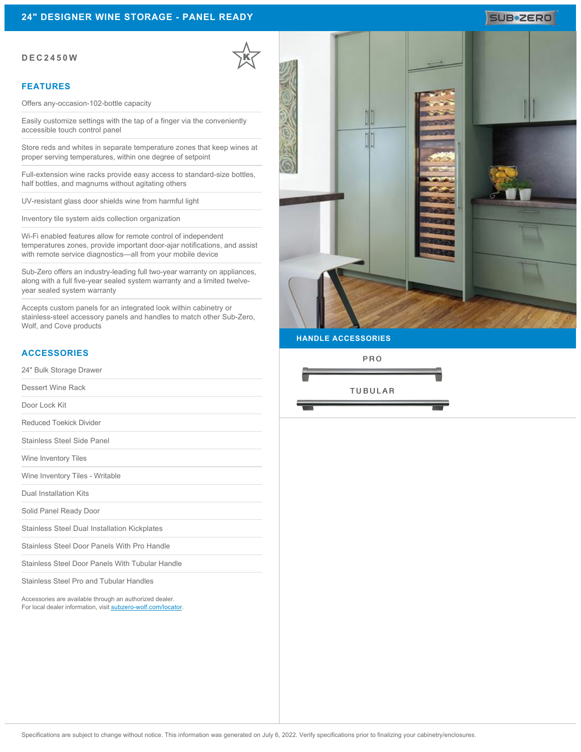# 24" DESIGNER WINE STORAGE - PANEL READY

**DEC2450W**

## FEATURES

Offers any-occasion-102-bottle capacity

Easily customize settings with the tap of a finger via the conveniently accessible touch control panel

Store reds and whites in separate temperature zones that keep wines at proper serving temperatures, within one degree of setpoint

Full-extension wine racks provide easy access to standard-size bottles, half bottles, and magnums without agitating others

UV-resistant glass door shields wine from harmful light

Inventory tile system aids collection organization

Wi-Fi enabled features allow for remote control of independent temperatures zones, provide important door-ajar notifications, and assist with remote service diagnostics—all from your mobile device

Sub-Zero offers an industry-leading full two-year warranty on appliances, along with a full five-year sealed system warranty and a limited twelve-year sealed system warranty

Accepts custom panels for an integrated look within cabinetry or stainless-steel accessory panels and handles to match other Sub-Zero, Wolf, and Cove products

## ACCESSORIES

24" Bulk Storage Drawer

Dessert Wine Rack

Door Lock Kit

Reduced Toekick Divider

Stainless Steel Side Panel

Wine Inventory Tiles

Wine Inventory Tiles - Writable

Dual Installation Kits

Solid Panel Ready Door

Stainless Steel Dual Installation Kickplates

Stainless Steel Door Panels With Pro Handle

Stainless Steel Door Panels With Tubular Handle

Stainless Steel Pro and Tubular Handles

Accessories are available through an authorized dealer.
For local dealer information, visit [subzero-wolf.com/locator](subzero-wolf.com/locator).

## HANDLE ACCESSORIES

PRO

TUBULAR

Specifications are subject to change without notice. This information was generated on July 6, 2022. Verify specifications prior to finalizing your cabinetry/enclosures.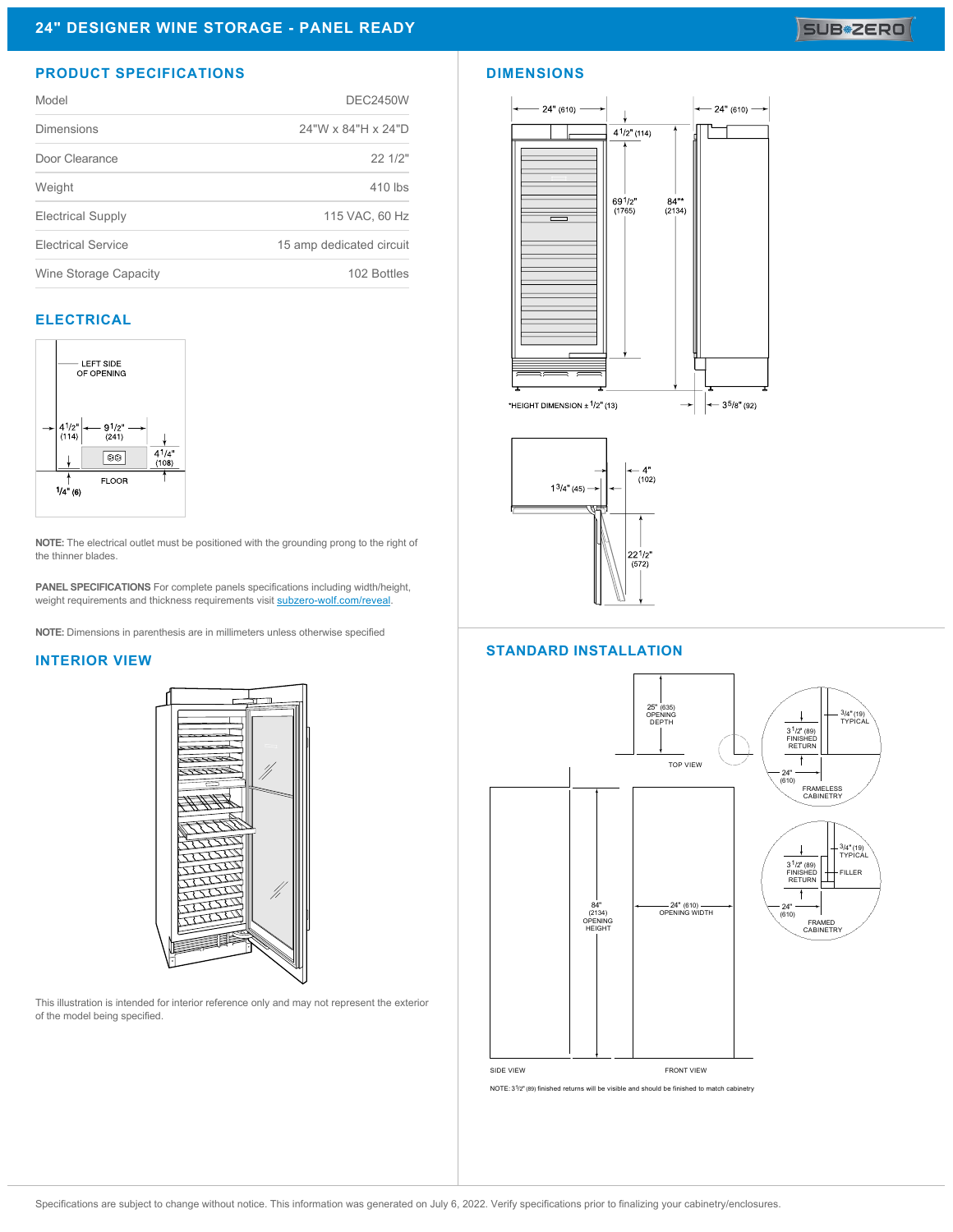# 24" DESIGNER WINE STORAGE - PANEL READY

## PRODUCT SPECIFICATIONS

| | |
|---|---|
| Model | DEC2450W |
| Dimensions | 24"W x 84"H x 24"D |
| Door Clearance | 22 1/2" |
| Weight | 410 lbs |
| Electrical Supply | 115 VAC, 60 Hz |
| Electrical Service | 15 amp dedicated circuit |
| Wine Storage Capacity | 102 Bottles |

## ELECTRICAL

LEFT SIDE OF OPENING

4 1/2" (114)

9 1/2" (241)

4 1/4" (108)

FLOOR

1/4" (6)

**NOTE:** The electrical outlet must be positioned with the grounding prong to the right of the thinner blades.

**PANEL SPECIFICATIONS** For complete panels specifications including width/height, weight requirements and thickness requirements visit subzero-wolf.com/reveal.

**NOTE:** Dimensions in parenthesis are in millimeters unless otherwise specified

## INTERIOR VIEW

This illustration is intended for interior reference only and may not represent the exterior of the model being specified.

## DIMENSIONS

24" (610)

24" (610)

4 1/2" (114)

69 1/2" (1765)

84"* (2134)

*HEIGHT DIMENSION ± 1/2" (13)

3 5/8" (92)

4" (102)

1 3/4" (45)

22 1/2" (572)

## STANDARD INSTALLATION

25" (635) OPENING DEPTH

TOP VIEW

3/4" (19) TYPICAL

3 1/2" (89) FINISHED RETURN

24" (610)

FRAMELESS CABINETRY

3/4" (19) TYPICAL

3 1/2" (89) FINISHED RETURN

FILLER

24" (610)

FRAMED CABINETRY

84" (2134) OPENING HEIGHT

24" (610) OPENING WIDTH

SIDE VIEW

FRONT VIEW

NOTE: 3 1/2" (89) finished returns will be visible and should be finished to match cabinetry

Specifications are subject to change without notice. This information was generated on July 6, 2022. Verify specifications prior to finalizing your cabinetry/enclosures.